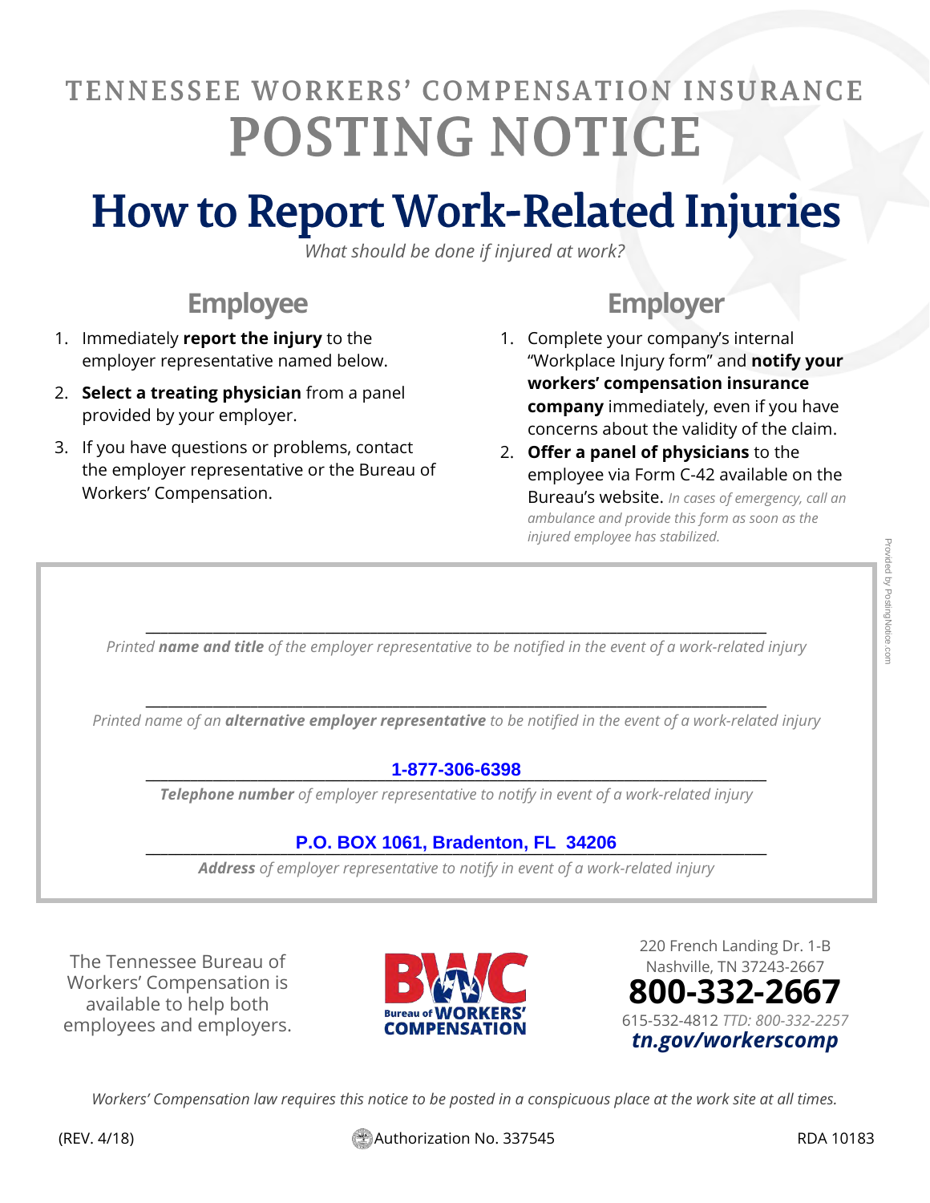# TENNESSEE WORKERS' COMPENSATION INSURANCE POSTING NOTICE

# How to Report Work-Related Injuries

*What should be done if injured at work?*

## Employee

1. Immediately **report the injury** to the employer representative named below.
2. **Select a treating physician** from a panel provided by your employer.
3. If you have questions or problems, contact the employer representative or the Bureau of Workers' Compensation.

## Employer

1. Complete your company's internal "Workplace Injury form" and **notify your workers' compensation insurance company** immediately, even if you have concerns about the validity of the claim.
2. **Offer a panel of physicians** to the employee via Form C-42 available on the Bureau's website. *In cases of emergency, call an ambulance and provide this form as soon as the injured employee has stabilized.*

\_\_\_\_\_\_\_\_\_\_\_\_\_\_\_\_\_\_\_\_\_\_\_\_\_\_\_\_\_\_\_\_\_\_\_\_\_\_\_\_\_\_\_\_\_\_\_\_

*Printed **name and title** of the employer representative to be notified in the event of a work-related injury*

\_\_\_\_\_\_\_\_\_\_\_\_\_\_\_\_\_\_\_\_\_\_\_\_\_\_\_\_\_\_\_\_\_\_\_\_\_\_\_\_\_\_\_\_\_\_\_\_

*Printed name of an **alternative employer representative** to be notified in the event of a work-related injury*

**1-877-306-6398**

***Telephone number** of employer representative to notify in event of a work-related injury*

**P.O. BOX 1061, Bradenton, FL 34206**

***Address** of employer representative to notify in event of a work-related injury*

The Tennessee Bureau of Workers' Compensation is available to help both employees and employers.

BWC Bureau of WORKERS' COMPENSATION

220 French Landing Dr. 1-B
Nashville, TN 37243-2667
**800-332-2667**
615-532-4812 *TTD: 800-332-2257*
***tn.gov/workerscomp***

*Workers' Compensation law requires this notice to be posted in a conspicuous place at the work site at all times.*

(REV. 4/18) Authorization No. 337545 RDA 10183

Provided by PostingNotice.com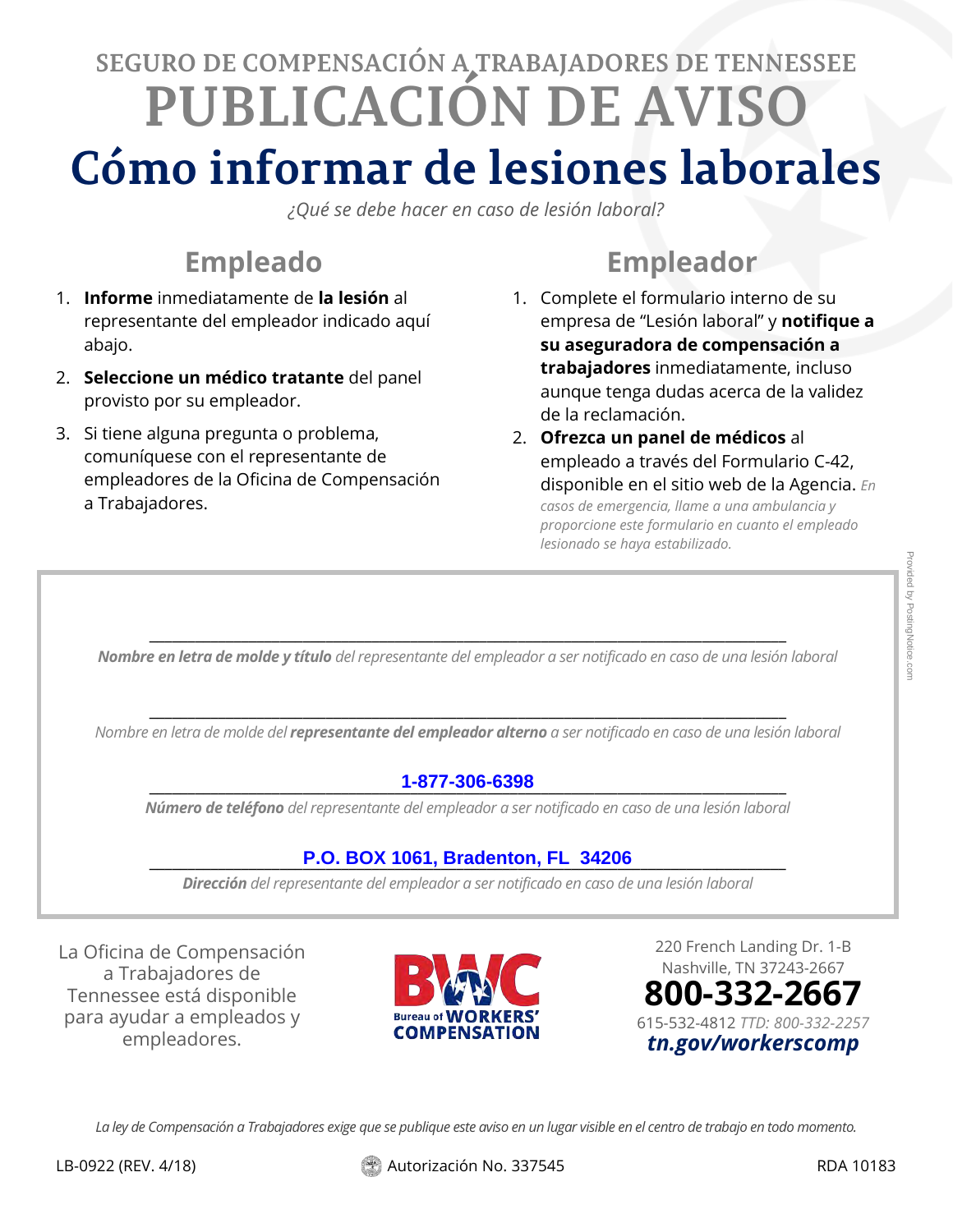SEGURO DE COMPENSACIÓN A TRABAJADORES DE TENNESSEE

# PUBLICACIÓN DE AVISO

# Cómo informar de lesiones laborales

*¿Qué se debe hacer en caso de lesión laboral?*

## Empleado

1. **Informe** inmediatamente de **la lesión** al representante del empleador indicado aquí abajo.
2. **Seleccione un médico tratante** del panel provisto por su empleador.
3. Si tiene alguna pregunta o problema, comuníquese con el representante de empleadores de la Oficina de Compensación a Trabajadores.

## Empleador

1. Complete el formulario interno de su empresa de "Lesión laboral" y **notifique a su aseguradora de compensación a trabajadores** inmediatamente, incluso aunque tenga dudas acerca de la validez de la reclamación.
2. **Ofrezca un panel de médicos** al empleado a través del Formulario C-42, disponible en el sitio web de la Agencia. *En casos de emergencia, llame a una ambulancia y proporcione este formulario en cuanto el empleado lesionado se haya estabilizado.*

\_\_\_\_\_\_\_\_\_\_\_\_\_\_\_\_\_\_\_\_\_\_\_\_\_\_\_\_\_\_\_\_\_\_\_\_\_\_\_\_\_\_\_\_\_\_\_\_\_\_\_\_\_\_

***Nombre en letra de molde y título** del representante del empleador a ser notificado en caso de una lesión laboral*

\_\_\_\_\_\_\_\_\_\_\_\_\_\_\_\_\_\_\_\_\_\_\_\_\_\_\_\_\_\_\_\_\_\_\_\_\_\_\_\_\_\_\_\_\_\_\_\_\_\_\_\_\_\_

*Nombre en letra de molde del **representante del empleador alterno** a ser notificado en caso de una lesión laboral*

**1-877-306-6398**

***Número de teléfono** del representante del empleador a ser notificado en caso de una lesión laboral*

**P.O. BOX 1061, Bradenton, FL 34206**

***Dirección** del representante del empleador a ser notificado en caso de una lesión laboral*

La Oficina de Compensación a Trabajadores de Tennessee está disponible para ayudar a empleados y empleadores.

BWC Bureau of WORKERS' COMPENSATION

220 French Landing Dr. 1-B
Nashville, TN 37243-2667

**800-332-2667**

615-532-4812 *TTD: 800-332-2257*

***tn.gov/workerscomp***

*La ley de Compensación a Trabajadores exige que se publique este aviso en un lugar visible en el centro de trabajo en todo momento.*

LB-0922 (REV. 4/18) Autorización No. 337545 RDA 10183

Provided by PostingNotice.com